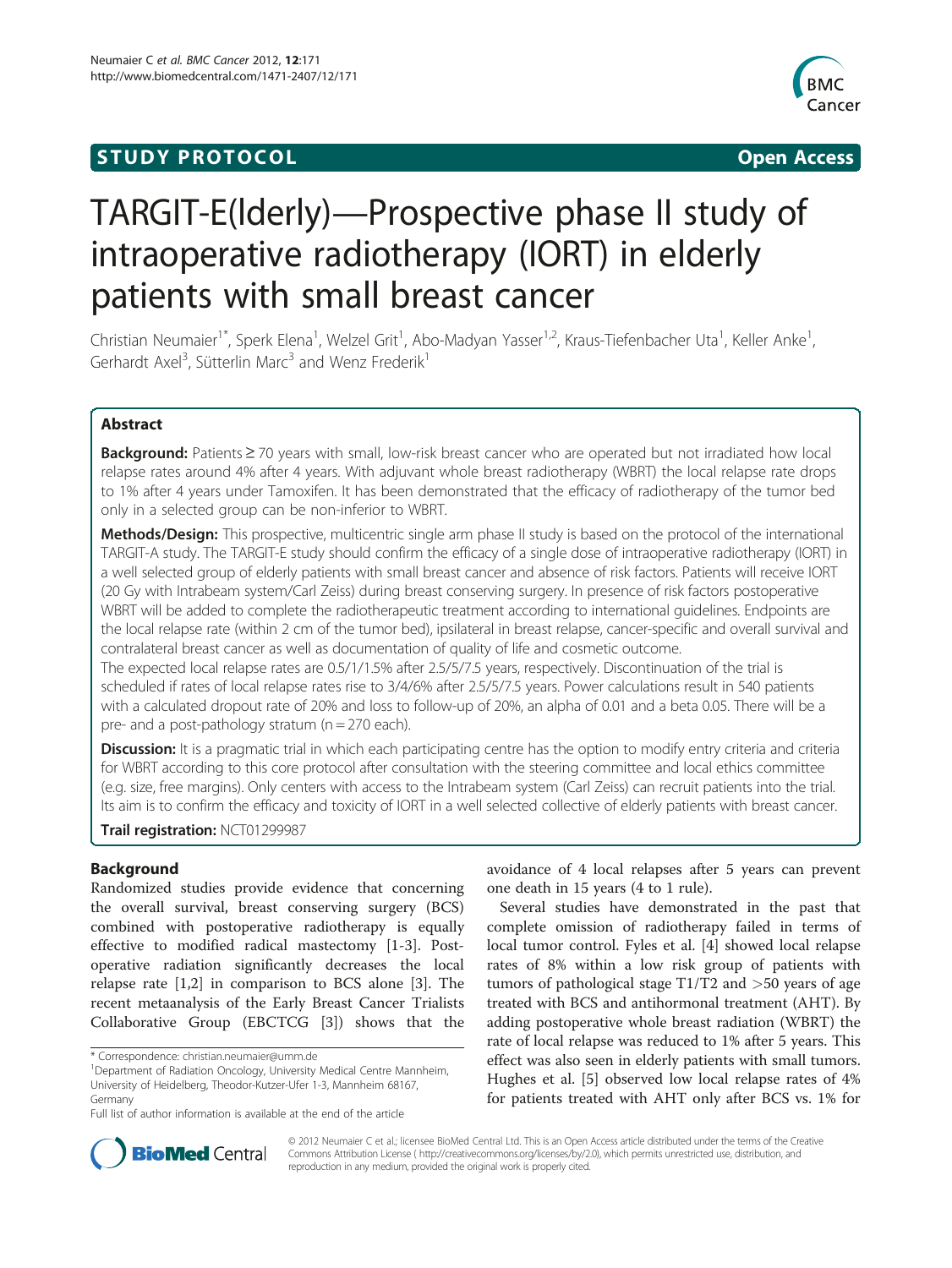**STUDY PROTOCOL** **Open Access**

# TARGIT-E(lderly)—Prospective phase II study of intraoperative radiotherapy (IORT) in elderly patients with small breast cancer

Christian Neumaier[1*], Sperk Elena[1], Welzel Grit[1], Abo-Madyan Yasser[1,2], Kraus-Tiefenbacher Uta[1], Keller Anke[1], Gerhardt Axel[3], Sütterlin Marc[3] and Wenz Frederik[1]

## Abstract

**Background:** Patients ≥ 70 years with small, low-risk breast cancer who are operated but not irradiated how local relapse rates around 4% after 4 years. With adjuvant whole breast radiotherapy (WBRT) the local relapse rate drops to 1% after 4 years under Tamoxifen. It has been demonstrated that the efficacy of radiotherapy of the tumor bed only in a selected group can be non-inferior to WBRT.

**Methods/Design:** This prospective, multicentric single arm phase II study is based on the protocol of the international TARGIT-A study. The TARGIT-E study should confirm the efficacy of a single dose of intraoperative radiotherapy (IORT) in a well selected group of elderly patients with small breast cancer and absence of risk factors. Patients will receive IORT (20 Gy with Intrabeam system/Carl Zeiss) during breast conserving surgery. In presence of risk factors postoperative WBRT will be added to complete the radiotherapeutic treatment according to international guidelines. Endpoints are the local relapse rate (within 2 cm of the tumor bed), ipsilateral in breast relapse, cancer-specific and overall survival and contralateral breast cancer as well as documentation of quality of life and cosmetic outcome.

The expected local relapse rates are 0.5/1/1.5% after 2.5/5/7.5 years, respectively. Discontinuation of the trial is scheduled if rates of local relapse rates rise to 3/4/6% after 2.5/5/7.5 years. Power calculations result in 540 patients with a calculated dropout rate of 20% and loss to follow-up of 20%, an alpha of 0.01 and a beta 0.05. There will be a pre- and a post-pathology stratum (n = 270 each).

**Discussion:** It is a pragmatic trial in which each participating centre has the option to modify entry criteria and criteria for WBRT according to this core protocol after consultation with the steering committee and local ethics committee (e.g. size, free margins). Only centers with access to the Intrabeam system (Carl Zeiss) can recruit patients into the trial. Its aim is to confirm the efficacy and toxicity of IORT in a well selected collective of elderly patients with breast cancer.

**Trail registration:** NCT01299987

## Background

Randomized studies provide evidence that concerning the overall survival, breast conserving surgery (BCS) combined with postoperative radiotherapy is equally effective to modified radical mastectomy [1-3]. Postoperative radiation significantly decreases the local relapse rate [1,2] in comparison to BCS alone [3]. The recent metaanalysis of the Early Breast Cancer Trialists Collaborative Group (EBCTCG [3]) shows that the avoidance of 4 local relapses after 5 years can prevent one death in 15 years (4 to 1 rule).

Several studies have demonstrated in the past that complete omission of radiotherapy failed in terms of local tumor control. Fyles et al. [4] showed local relapse rates of 8% within a low risk group of patients with tumors of pathological stage T1/T2 and >50 years of age treated with BCS and antihormonal treatment (AHT). By adding postoperative whole breast radiation (WBRT) the rate of local relapse was reduced to 1% after 5 years. This effect was also seen in elderly patients with small tumors. Hughes et al. [5] observed low local relapse rates of 4% for patients treated with AHT only after BCS vs. 1% for

\* Correspondence: christian.neumaier@umm.de
[1]Department of Radiation Oncology, University Medical Centre Mannheim, University of Heidelberg, Theodor-Kutzer-Ufer 1-3, Mannheim 68167, Germany
Full list of author information is available at the end of the article

© 2012 Neumaier C et al.; licensee BioMed Central Ltd. This is an Open Access article distributed under the terms of the Creative Commons Attribution License (http://creativecommons.org/licenses/by/2.0), which permits unrestricted use, distribution, and reproduction in any medium, provided the original work is properly cited.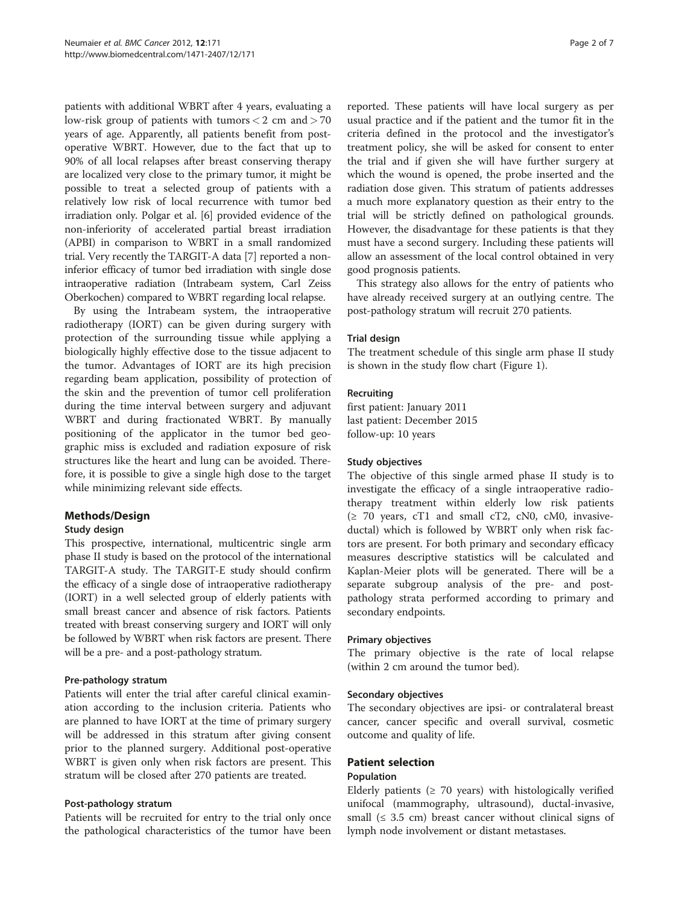patients with additional WBRT after 4 years, evaluating a low-risk group of patients with tumors < 2 cm and > 70 years of age. Apparently, all patients benefit from post-operative WBRT. However, due to the fact that up to 90% of all local relapses after breast conserving therapy are localized very close to the primary tumor, it might be possible to treat a selected group of patients with a relatively low risk of local recurrence with tumor bed irradiation only. Polgar et al. [6] provided evidence of the non-inferiority of accelerated partial breast irradiation (APBI) in comparison to WBRT in a small randomized trial. Very recently the TARGIT-A data [7] reported a non-inferior efficacy of tumor bed irradiation with single dose intraoperative radiation (Intrabeam system, Carl Zeiss Oberkochen) compared to WBRT regarding local relapse.

By using the Intrabeam system, the intraoperative radiotherapy (IORT) can be given during surgery with protection of the surrounding tissue while applying a biologically highly effective dose to the tissue adjacent to the tumor. Advantages of IORT are its high precision regarding beam application, possibility of protection of the skin and the prevention of tumor cell proliferation during the time interval between surgery and adjuvant WBRT and during fractionated WBRT. By manually positioning of the applicator in the tumor bed geographic miss is excluded and radiation exposure of risk structures like the heart and lung can be avoided. Therefore, it is possible to give a single high dose to the target while minimizing relevant side effects.

## Methods/Design

### Study design

This prospective, international, multicentric single arm phase II study is based on the protocol of the international TARGIT-A study. The TARGIT-E study should confirm the efficacy of a single dose of intraoperative radiotherapy (IORT) in a well selected group of elderly patients with small breast cancer and absence of risk factors. Patients treated with breast conserving surgery and IORT will only be followed by WBRT when risk factors are present. There will be a pre- and a post-pathology stratum.

#### Pre-pathology stratum

Patients will enter the trial after careful clinical examination according to the inclusion criteria. Patients who are planned to have IORT at the time of primary surgery will be addressed in this stratum after giving consent prior to the planned surgery. Additional post-operative WBRT is given only when risk factors are present. This stratum will be closed after 270 patients are treated.

#### Post-pathology stratum

Patients will be recruited for entry to the trial only once the pathological characteristics of the tumor have been reported. These patients will have local surgery as per usual practice and if the patient and the tumor fit in the criteria defined in the protocol and the investigator's treatment policy, she will be asked for consent to enter the trial and if given she will have further surgery at which the wound is opened, the probe inserted and the radiation dose given. This stratum of patients addresses a much more explanatory question as their entry to the trial will be strictly defined on pathological grounds. However, the disadvantage for these patients is that they must have a second surgery. Including these patients will allow an assessment of the local control obtained in very good prognosis patients.

This strategy also allows for the entry of patients who have already received surgery at an outlying centre. The post-pathology stratum will recruit 270 patients.

### Trial design

The treatment schedule of this single arm phase II study is shown in the study flow chart (Figure 1).

### Recruiting

first patient: January 2011
last patient: December 2015
follow-up: 10 years

### Study objectives

The objective of this single armed phase II study is to investigate the efficacy of a single intraoperative radiotherapy treatment within elderly low risk patients (≥ 70 years, cT1 and small cT2, cN0, cM0, invasive-ductal) which is followed by WBRT only when risk factors are present. For both primary and secondary efficacy measures descriptive statistics will be calculated and Kaplan-Meier plots will be generated. There will be a separate subgroup analysis of the pre- and post-pathology strata performed according to primary and secondary endpoints.

### Primary objectives

The primary objective is the rate of local relapse (within 2 cm around the tumor bed).

### Secondary objectives

The secondary objectives are ipsi- or contralateral breast cancer, cancer specific and overall survival, cosmetic outcome and quality of life.

## Patient selection

### Population

Elderly patients (≥ 70 years) with histologically verified unifocal (mammography, ultrasound), ductal-invasive, small (≤ 3.5 cm) breast cancer without clinical signs of lymph node involvement or distant metastases.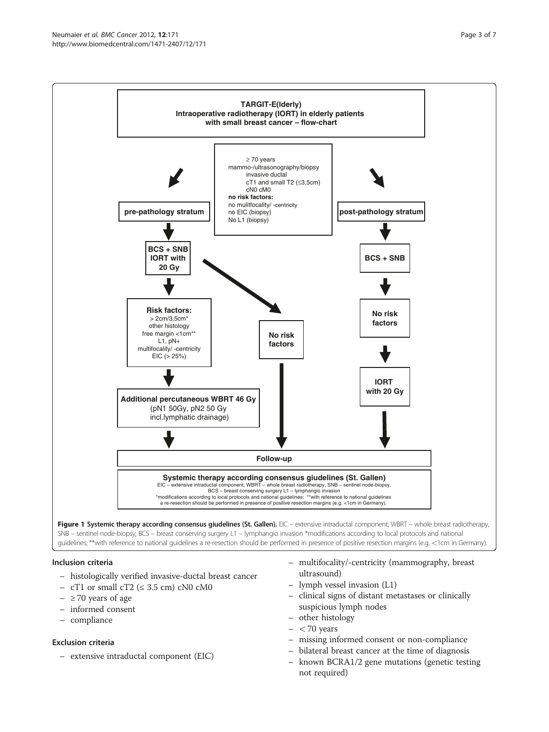TARGIT-E(lderly)
Intraoperative radiotherapy (IORT) in elderly patients with small breast cancer – flow-chart

≥ 70 years
mammo-/ultrasonography/biopsy
invasive ductal
cT1 and small T2 (≤3,5cm)
cN0 cM0
no risk factors:
no mulitfocality/ -centricity
no EIC (biopsy)
No L1 (biopsy)

pre-pathology stratum

BCS + SNB
IORT with
20 Gy

Risk factors:
> 2cm/3,5cm*
other histology
free margin <1cm**
L1, pN+
multifocality/ -centricity
EIC (> 25%)

Additional percutaneous WBRT 46 Gy
(pN1 50Gy, pN2 50 Gy
incl.lymphatic drainage)

No risk
factors

post-pathology stratum

BCS + SNB

No risk
factors

IORT
with 20 Gy

Follow-up

Systemic therapy according consensus giudelines (St. Gallen)
EIC – extensive intraductal component, WBRT – whole breast radiotherapy, SNB – sentinel node-biopsy,
BCS – breast conserving surgery L1 – lymphangio invasion
*modifications according to local protocols and national guidelines; **with reference to national guidelines
a re-resection should be performed in presence of positive resection margins (e.g. <1cm in Germany).

**Figure 1 Systemic therapy according consensus giudelines (St. Gallen).** EIC – extensive intraductal component, WBRT – whole breast radiotherapy, SNB – sentinel node-biopsy, BCS – breast conserving surgery L1 – lymphangio invasion *modifications according to local protocols and national guidelines; **with reference to national guidelines a re-resection should be performed in presence of positive resection margins (e.g. <1cm in Germany).

### Inclusion criteria

- histologically verified invasive-ductal breast cancer
- cT1 or small cT2 (≤ 3.5 cm) cN0 cM0
- ≥ 70 years of age
- informed consent
- compliance

### Exclusion criteria

- extensive intraductal component (EIC)
- multifocality/-centricity (mammography, breast ultrasound)
- lymph vessel invasion (L1)
- clinical signs of distant metastases or clinically suspicious lymph nodes
- other histology
- < 70 years
- missing informed consent or non-compliance
- bilateral breast cancer at the time of diagnosis
- known BCRA1/2 gene mutations (genetic testing not required)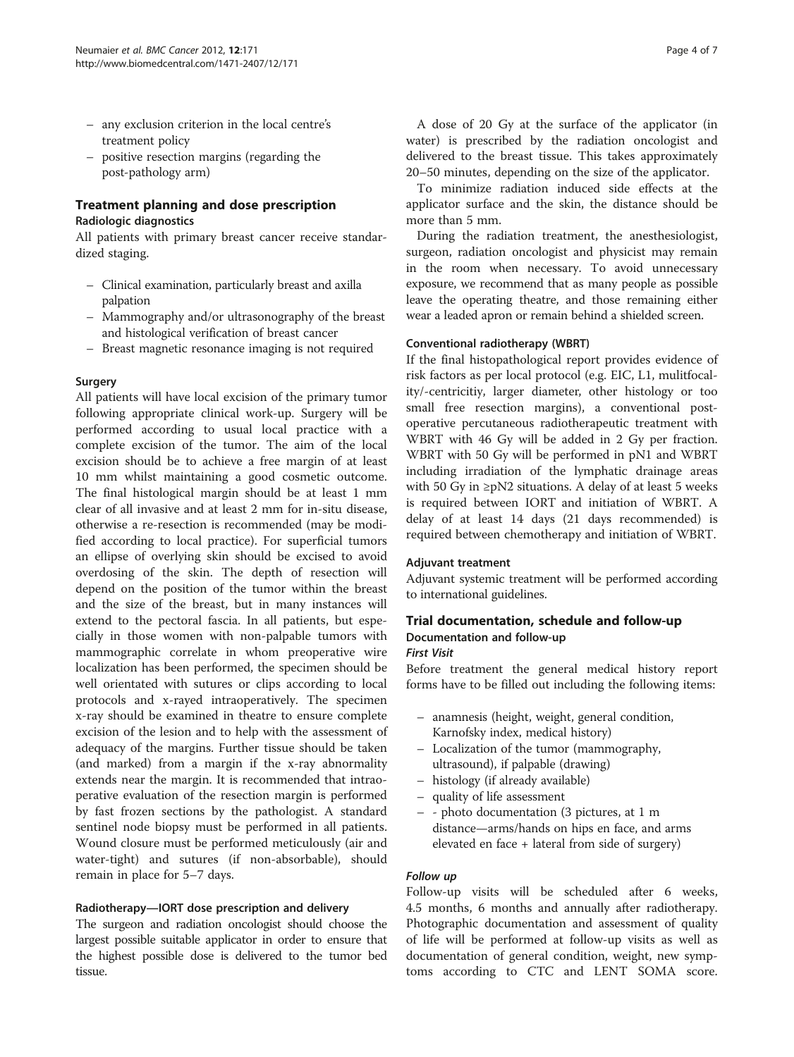- any exclusion criterion in the local centre's treatment policy
- positive resection margins (regarding the post-pathology arm)

## Treatment planning and dose prescription

### Radiologic diagnostics

All patients with primary breast cancer receive standardized staging.

- Clinical examination, particularly breast and axilla palpation
- Mammography and/or ultrasonography of the breast and histological verification of breast cancer
- Breast magnetic resonance imaging is not required

### Surgery

All patients will have local excision of the primary tumor following appropriate clinical work-up. Surgery will be performed according to usual local practice with a complete excision of the tumor. The aim of the local excision should be to achieve a free margin of at least 10 mm whilst maintaining a good cosmetic outcome. The final histological margin should be at least 1 mm clear of all invasive and at least 2 mm for in-situ disease, otherwise a re-resection is recommended (may be modified according to local practice). For superficial tumors an ellipse of overlying skin should be excised to avoid overdosing of the skin. The depth of resection will depend on the position of the tumor within the breast and the size of the breast, but in many instances will extend to the pectoral fascia. In all patients, but especially in those women with non-palpable tumors with mammographic correlate in whom preoperative wire localization has been performed, the specimen should be well orientated with sutures or clips according to local protocols and x-rayed intraoperatively. The specimen x-ray should be examined in theatre to ensure complete excision of the lesion and to help with the assessment of adequacy of the margins. Further tissue should be taken (and marked) from a margin if the x-ray abnormality extends near the margin. It is recommended that intraoperative evaluation of the resection margin is performed by fast frozen sections by the pathologist. A standard sentinel node biopsy must be performed in all patients. Wound closure must be performed meticulously (air and water-tight) and sutures (if non-absorbable), should remain in place for 5–7 days.

### Radiotherapy—IORT dose prescription and delivery

The surgeon and radiation oncologist should choose the largest possible suitable applicator in order to ensure that the highest possible dose is delivered to the tumor bed tissue.

A dose of 20 Gy at the surface of the applicator (in water) is prescribed by the radiation oncologist and delivered to the breast tissue. This takes approximately 20–50 minutes, depending on the size of the applicator.

To minimize radiation induced side effects at the applicator surface and the skin, the distance should be more than 5 mm.

During the radiation treatment, the anesthesiologist, surgeon, radiation oncologist and physicist may remain in the room when necessary. To avoid unnecessary exposure, we recommend that as many people as possible leave the operating theatre, and those remaining either wear a leaded apron or remain behind a shielded screen.

### Conventional radiotherapy (WBRT)

If the final histopathological report provides evidence of risk factors as per local protocol (e.g. EIC, L1, mulitfocality/-centricitiy, larger diameter, other histology or too small free resection margins), a conventional postoperative percutaneous radiotherapeutic treatment with WBRT with 46 Gy will be added in 2 Gy per fraction. WBRT with 50 Gy will be performed in pN1 and WBRT including irradiation of the lymphatic drainage areas with 50 Gy in ≥pN2 situations. A delay of at least 5 weeks is required between IORT and initiation of WBRT. A delay of at least 14 days (21 days recommended) is required between chemotherapy and initiation of WBRT.

### Adjuvant treatment

Adjuvant systemic treatment will be performed according to international guidelines.

## Trial documentation, schedule and follow-up

### Documentation and follow-up

#### *First Visit*

Before treatment the general medical history report forms have to be filled out including the following items:

- anamnesis (height, weight, general condition, Karnofsky index, medical history)
- Localization of the tumor (mammography, ultrasound), if palpable (drawing)
- histology (if already available)
- quality of life assessment
- - photo documentation (3 pictures, at 1 m distance—arms/hands on hips en face, and arms elevated en face + lateral from side of surgery)

#### *Follow up*

Follow-up visits will be scheduled after 6 weeks, 4.5 months, 6 months and annually after radiotherapy. Photographic documentation and assessment of quality of life will be performed at follow-up visits as well as documentation of general condition, weight, new symptoms according to CTC and LENT SOMA score.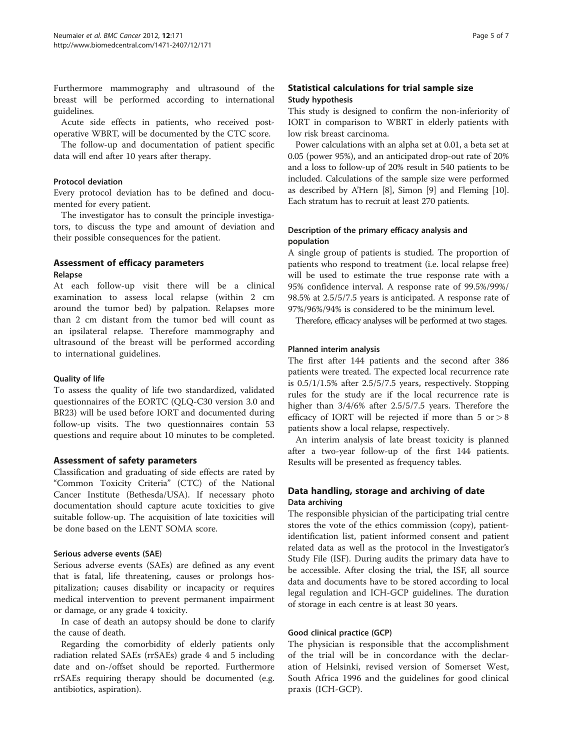Furthermore mammography and ultrasound of the breast will be performed according to international guidelines.

Acute side effects in patients, who received post-operative WBRT, will be documented by the CTC score.

The follow-up and documentation of patient specific data will end after 10 years after therapy.

#### Protocol deviation

Every protocol deviation has to be defined and documented for every patient.

The investigator has to consult the principle investigators, to discuss the type and amount of deviation and their possible consequences for the patient.

### Assessment of efficacy parameters

#### Relapse

At each follow-up visit there will be a clinical examination to assess local relapse (within 2 cm around the tumor bed) by palpation. Relapses more than 2 cm distant from the tumor bed will count as an ipsilateral relapse. Therefore mammography and ultrasound of the breast will be performed according to international guidelines.

#### Quality of life

To assess the quality of life two standardized, validated questionnaires of the EORTC (QLQ-C30 version 3.0 and BR23) will be used before IORT and documented during follow-up visits. The two questionnaires contain 53 questions and require about 10 minutes to be completed.

### Assessment of safety parameters

Classification and graduating of side effects are rated by "Common Toxicity Criteria" (CTC) of the National Cancer Institute (Bethesda/USA). If necessary photo documentation should capture acute toxicities to give suitable follow-up. The acquisition of late toxicities will be done based on the LENT SOMA score.

#### Serious adverse events (SAE)

Serious adverse events (SAEs) are defined as any event that is fatal, life threatening, causes or prolongs hospitalization; causes disability or incapacity or requires medical intervention to prevent permanent impairment or damage, or any grade 4 toxicity.

In case of death an autopsy should be done to clarify the cause of death.

Regarding the comorbidity of elderly patients only radiation related SAEs (rrSAEs) grade 4 and 5 including date and on-/offset should be reported. Furthermore rrSAEs requiring therapy should be documented (e.g. antibiotics, aspiration).

### Statistical calculations for trial sample size

#### Study hypothesis

This study is designed to confirm the non-inferiority of IORT in comparison to WBRT in elderly patients with low risk breast carcinoma.

Power calculations with an alpha set at 0.01, a beta set at 0.05 (power 95%), and an anticipated drop-out rate of 20% and a loss to follow-up of 20% result in 540 patients to be included. Calculations of the sample size were performed as described by A'Hern [8], Simon [9] and Fleming [10]. Each stratum has to recruit at least 270 patients.

#### Description of the primary efficacy analysis and population

A single group of patients is studied. The proportion of patients who respond to treatment (i.e. local relapse free) will be used to estimate the true response rate with a 95% confidence interval. A response rate of 99.5%/99%/98.5% at 2.5/5/7.5 years is anticipated. A response rate of 97%/96%/94% is considered to be the minimum level.

Therefore, efficacy analyses will be performed at two stages.

#### Planned interim analysis

The first after 144 patients and the second after 386 patients were treated. The expected local recurrence rate is 0.5/1/1.5% after 2.5/5/7.5 years, respectively. Stopping rules for the study are if the local recurrence rate is higher than 3/4/6% after 2.5/5/7.5 years. Therefore the efficacy of IORT will be rejected if more than 5 or $> 8$ patients show a local relapse, respectively.

An interim analysis of late breast toxicity is planned after a two-year follow-up of the first 144 patients. Results will be presented as frequency tables.

### Data handling, storage and archiving of date

#### Data archiving

The responsible physician of the participating trial centre stores the vote of the ethics commission (copy), patient-identification list, patient informed consent and patient related data as well as the protocol in the Investigator's Study File (ISF). During audits the primary data have to be accessible. After closing the trial, the ISF, all source data and documents have to be stored according to local legal regulation and ICH-GCP guidelines. The duration of storage in each centre is at least 30 years.

#### Good clinical practice (GCP)

The physician is responsible that the accomplishment of the trial will be in concordance with the declaration of Helsinki, revised version of Somerset West, South Africa 1996 and the guidelines for good clinical praxis (ICH-GCP).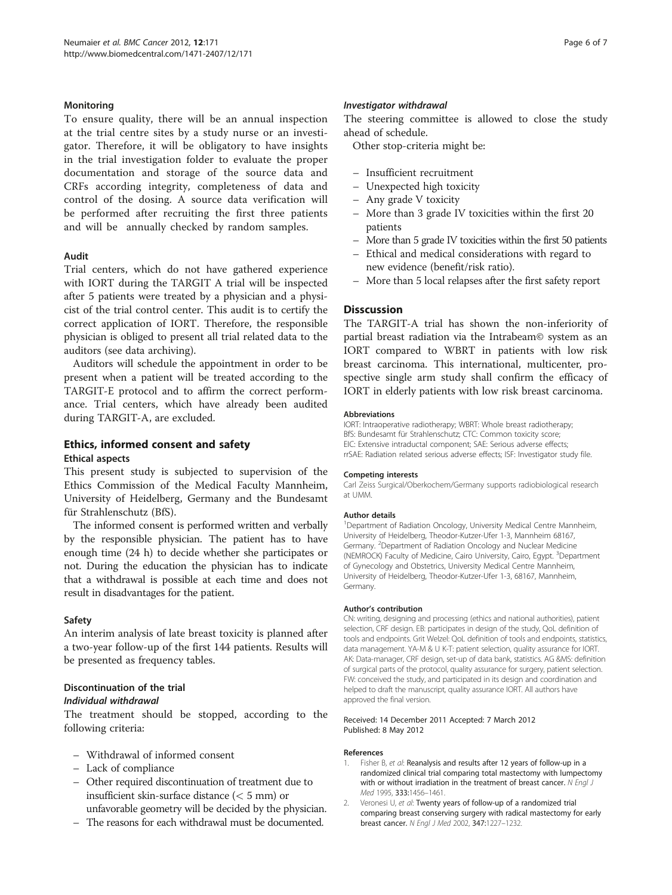### Monitoring

To ensure quality, there will be an annual inspection at the trial centre sites by a study nurse or an investigator. Therefore, it will be obligatory to have insights in the trial investigation folder to evaluate the proper documentation and storage of the source data and CRFs according integrity, completeness of data and control of the dosing. A source data verification will be performed after recruiting the first three patients and will be annually checked by random samples.

### Audit

Trial centers, which do not have gathered experience with IORT during the TARGIT A trial will be inspected after 5 patients were treated by a physician and a physicist of the trial control center. This audit is to certify the correct application of IORT. Therefore, the responsible physician is obliged to present all trial related data to the auditors (see data archiving).

Auditors will schedule the appointment in order to be present when a patient will be treated according to the TARGIT-E protocol and to affirm the correct performance. Trial centers, which have already been audited during TARGIT-A, are excluded.

## Ethics, informed consent and safety

### Ethical aspects

This present study is subjected to supervision of the Ethics Commission of the Medical Faculty Mannheim, University of Heidelberg, Germany and the Bundesamt für Strahlenschutz (BfS).

The informed consent is performed written and verbally by the responsible physician. The patient has to have enough time (24 h) to decide whether she participates or not. During the education the physician has to indicate that a withdrawal is possible at each time and does not result in disadvantages for the patient.

### Safety

An interim analysis of late breast toxicity is planned after a two-year follow-up of the first 144 patients. Results will be presented as frequency tables.

### Discontinuation of the trial

#### *Individual withdrawal*

The treatment should be stopped, according to the following criteria:

- Withdrawal of informed consent
- Lack of compliance
- Other required discontinuation of treatment due to insufficient skin-surface distance (< 5 mm) or unfavorable geometry will be decided by the physician.
- The reasons for each withdrawal must be documented.

#### *Investigator withdrawal*

The steering committee is allowed to close the study ahead of schedule.

Other stop-criteria might be:

- Insufficient recruitment
- Unexpected high toxicity
- Any grade V toxicity
- More than 3 grade IV toxicities within the first 20 patients
- More than 5 grade IV toxicities within the first 50 patients
- Ethical and medical considerations with regard to new evidence (benefit/risk ratio).
- More than 5 local relapses after the first safety report

## Disscussion

The TARGIT-A trial has shown the non-inferiority of partial breast radiation via the Intrabeam© system as an IORT compared to WBRT in patients with low risk breast carcinoma. This international, multicenter, prospective single arm study shall confirm the efficacy of IORT in elderly patients with low risk breast carcinoma.

#### Abbreviations

IORT: Intraoperative radiotherapy; WBRT: Whole breast radiotherapy; BfS: Bundesamt für Strahlenschutz; CTC: Common toxicity score; EIC: Extensive intraductal component; SAE: Serious adverse effects; rrSAE: Radiation related serious adverse effects; ISF: Investigator study file.

#### Competing interests

Carl Zeiss Surgical/Oberkochem/Germany supports radiobiological research at UMM.

#### Author details

[1]Department of Radiation Oncology, University Medical Centre Mannheim, University of Heidelberg, Theodor-Kutzer-Ufer 1-3, Mannheim 68167, Germany. [2]Department of Radiation Oncology and Nuclear Medicine (NEMROCK) Faculty of Medicine, Cairo University, Cairo, Egypt. [3]Department of Gynecology and Obstetrics, University Medical Centre Mannheim, University of Heidelberg, Theodor-Kutzer-Ufer 1-3, 68167, Mannheim, Germany.

#### Author's contribution

CN: writing, designing and processing (ethics and national authorities), patient selection, CRF design. EB: participates in design of the study, QoL definition of tools and endpoints. Grit Welzel: QoL definition of tools and endpoints, statistics, data management. YA-M & U K-T: patient selection, quality assurance for IORT. AK: Data-manager, CRF design, set-up of data bank, statistics. AG &MS: definition of surgical parts of the protocol, quality assurance for surgery, patient selection. FW: conceived the study, and participated in its design and coordination and helped to draft the manuscript, quality assurance IORT. All authors have approved the final version.

Received: 14 December 2011 Accepted: 7 March 2012
Published: 8 May 2012

#### References

1. Fisher B, *et al*: **Reanalysis and results after 12 years of follow-up in a randomized clinical trial comparing total mastectomy with lumpectomy with or without irradiation in the treatment of breast cancer.** *N Engl J Med* 1995, **333**:1456–1461.
2. Veronesi U, *et al*: **Twenty years of follow-up of a randomized trial comparing breast conserving surgery with radical mastectomy for early breast cancer.** *N Engl J Med* 2002, **347**:1227–1232.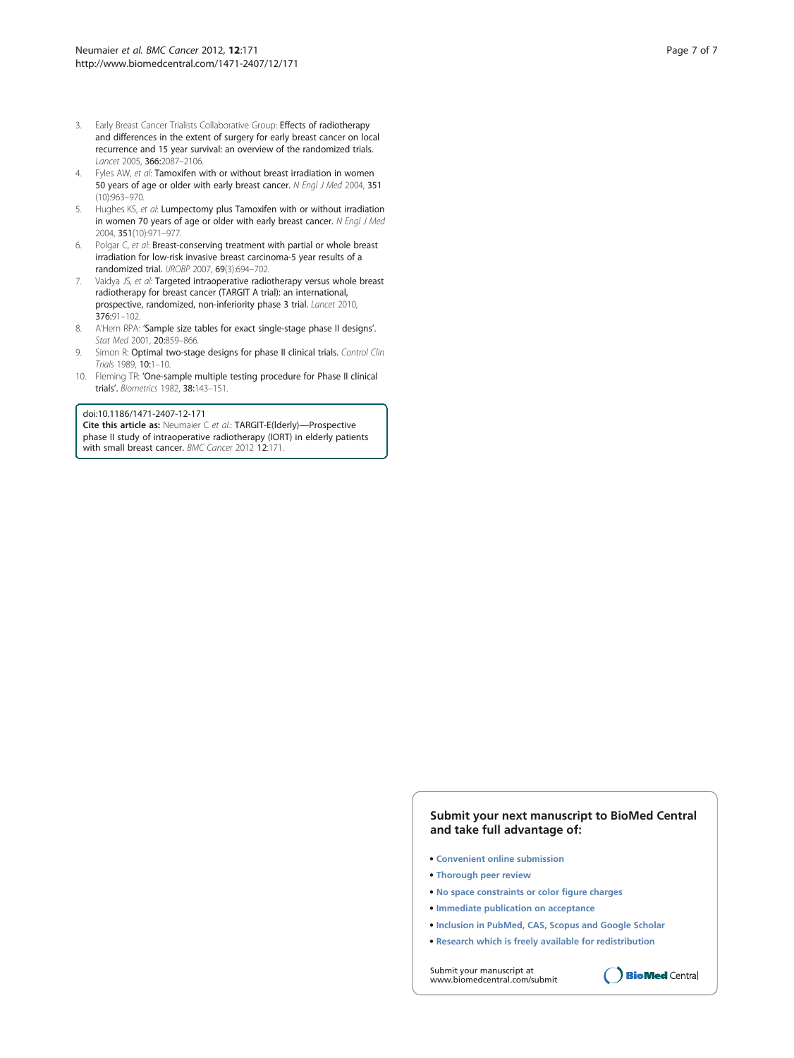3. Early Breast Cancer Trialists Collaborative Group: **Effects of radiotherapy and differences in the extent of surgery for early breast cancer on local recurrence and 15 year survival: an overview of the randomized trials.** *Lancet* 2005, **366:**2087–2106.
4. Fyles AW, *et al*: **Tamoxifen with or without breast irradiation in women 50 years of age or older with early breast cancer.** *N Engl J Med* 2004, **351** (10):963–970.
5. Hughes KS, *et al*: **Lumpectomy plus Tamoxifen with or without irradiation in women 70 years of age or older with early breast cancer.** *N Engl J Med* 2004, **351**(10):971–977.
6. Polgar C, *et al*: **Breast-conserving treatment with partial or whole breast irradiation for low-risk invasive breast carcinoma-5 year results of a randomized trial.** *IJROBP* 2007, **69**(3):694–702.
7. Vaidya JS, *et al*: **Targeted intraoperative radiotherapy versus whole breast radiotherapy for breast cancer (TARGIT A trial): an international, prospective, randomized, non-inferiority phase 3 trial.** *Lancet* 2010, **376:**91–102.
8. A'Hern RPA: **'Sample size tables for exact single-stage phase II designs'.** *Stat Med* 2001, **20:**859–866.
9. Simon R: **Optimal two-stage designs for phase II clinical trials.** *Control Clin Trials* 1989, **10:**1–10.
10. Fleming TR: **'One-sample multiple testing procedure for Phase II clinical trials'.** *Biometrics* 1982, **38:**143–151.

doi:10.1186/1471-2407-12-171
**Cite this article as:** Neumaier C *et al.*: TARGIT-E(lderly)—Prospective phase II study of intraoperative radiotherapy (IORT) in elderly patients with small breast cancer. *BMC Cancer* 2012 **12**:171.

**Submit your next manuscript to BioMed Central and take full advantage of:**

- **Convenient online submission**
- **Thorough peer review**
- **No space constraints or color figure charges**
- **Immediate publication on acceptance**
- **Inclusion in PubMed, CAS, Scopus and Google Scholar**
- **Research which is freely available for redistribution**

Submit your manuscript at
www.biomedcentral.com/submit

BioMed Central